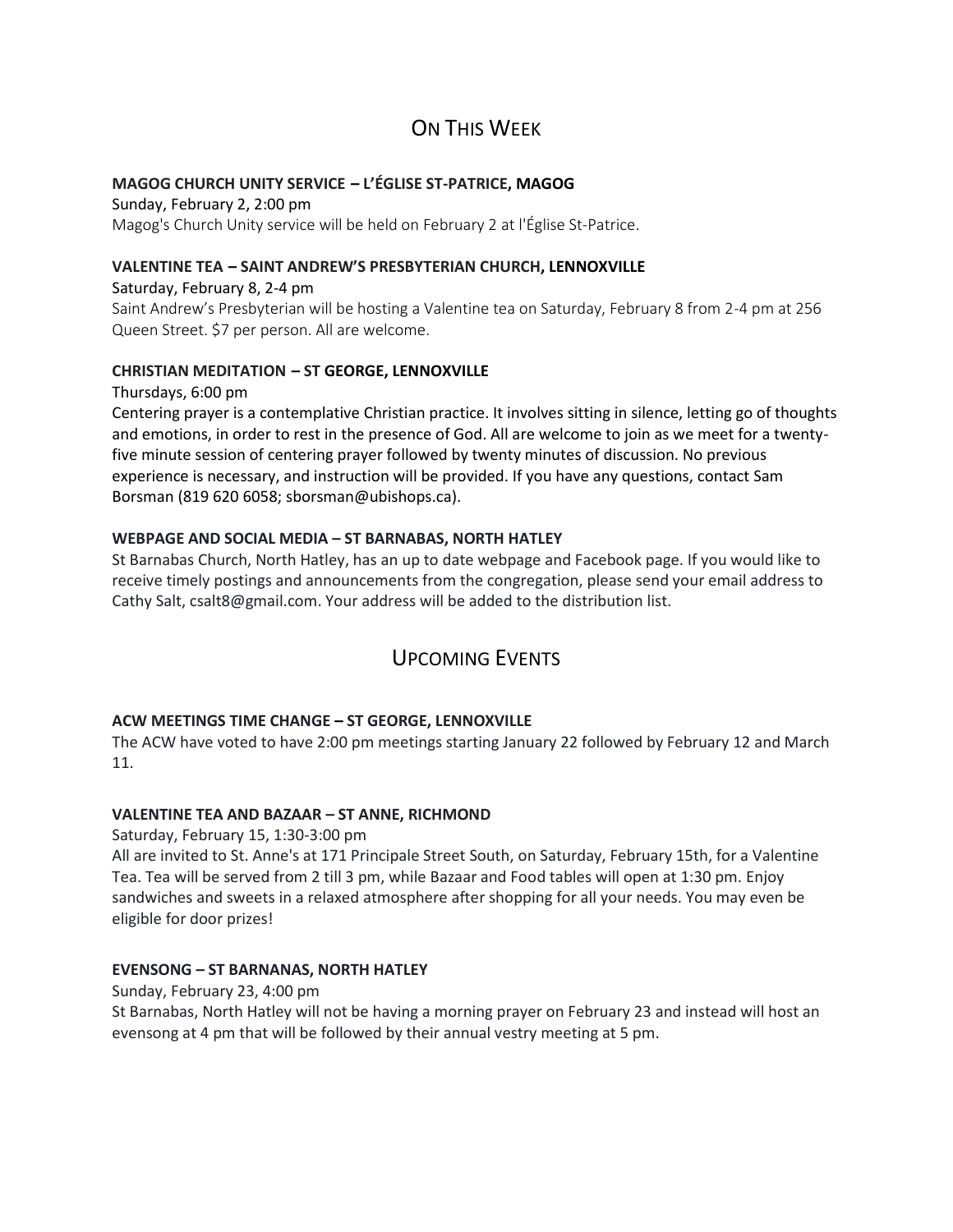## On This Week

**MAGOG CHURCH UNITY SERVICE – L'ÉGLISE ST-PATRICE, MAGOG**

Sunday, February 2, 2:00 pm

Magog's Church Unity service will be held on February 2 at l'Église St-Patrice.

**VALENTINE TEA – SAINT ANDREW'S PRESBYTERIAN CHURCH, LENNOXVILLE**

Saturday, February 8, 2-4 pm

Saint Andrew's Presbyterian will be hosting a Valentine tea on Saturday, February 8 from 2-4 pm at 256 Queen Street. $7 per person. All are welcome.

**CHRISTIAN MEDITATION – ST GEORGE, LENNOXVILLE**

Thursdays, 6:00 pm

Centering prayer is a contemplative Christian practice. It involves sitting in silence, letting go of thoughts and emotions, in order to rest in the presence of God. All are welcome to join as we meet for a twenty-five minute session of centering prayer followed by twenty minutes of discussion. No previous experience is necessary, and instruction will be provided. If you have any questions, contact Sam Borsman (819 620 6058; sborsman@ubishops.ca).

**WEBPAGE AND SOCIAL MEDIA – ST BARNABAS, NORTH HATLEY**

St Barnabas Church, North Hatley, has an up to date webpage and Facebook page. If you would like to receive timely postings and announcements from the congregation, please send your email address to Cathy Salt, csalt8@gmail.com. Your address will be added to the distribution list.

## Upcoming Events

**ACW MEETINGS TIME CHANGE – ST GEORGE, LENNOXVILLE**

The ACW have voted to have 2:00 pm meetings starting January 22 followed by February 12 and March 11.

**VALENTINE TEA AND BAZAAR – ST ANNE, RICHMOND**

Saturday, February 15, 1:30-3:00 pm

All are invited to St. Anne's at 171 Principale Street South, on Saturday, February 15th, for a Valentine Tea. Tea will be served from 2 till 3 pm, while Bazaar and Food tables will open at 1:30 pm. Enjoy sandwiches and sweets in a relaxed atmosphere after shopping for all your needs. You may even be eligible for door prizes!

**EVENSONG – ST BARNANAS, NORTH HATLEY**

Sunday, February 23, 4:00 pm

St Barnabas, North Hatley will not be having a morning prayer on February 23 and instead will host an evensong at 4 pm that will be followed by their annual vestry meeting at 5 pm.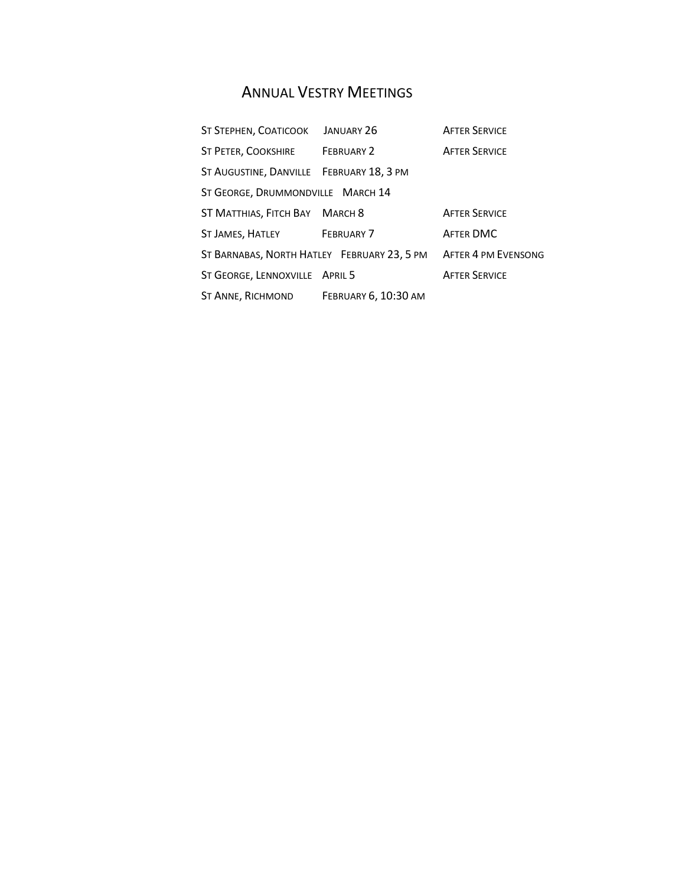## Annual Vestry Meetings

| | | |
|---|---|---|
| St Stephen, Coaticook | January 26 | After Service |
| St Peter, Cookshire | February 2 | After Service |
| St Augustine, Danville | February 18, 3 pm | |
| St George, Drummondville | March 14 | |
| ST Matthias, Fitch Bay | March 8 | After Service |
| St James, Hatley | February 7 | After DMC |
| St Barnabas, North Hatley | February 23, 5 pm | After 4 pm Evensong |
| St George, Lennoxville | April 5 | After Service |
| St Anne, Richmond | February 6, 10:30 am | |